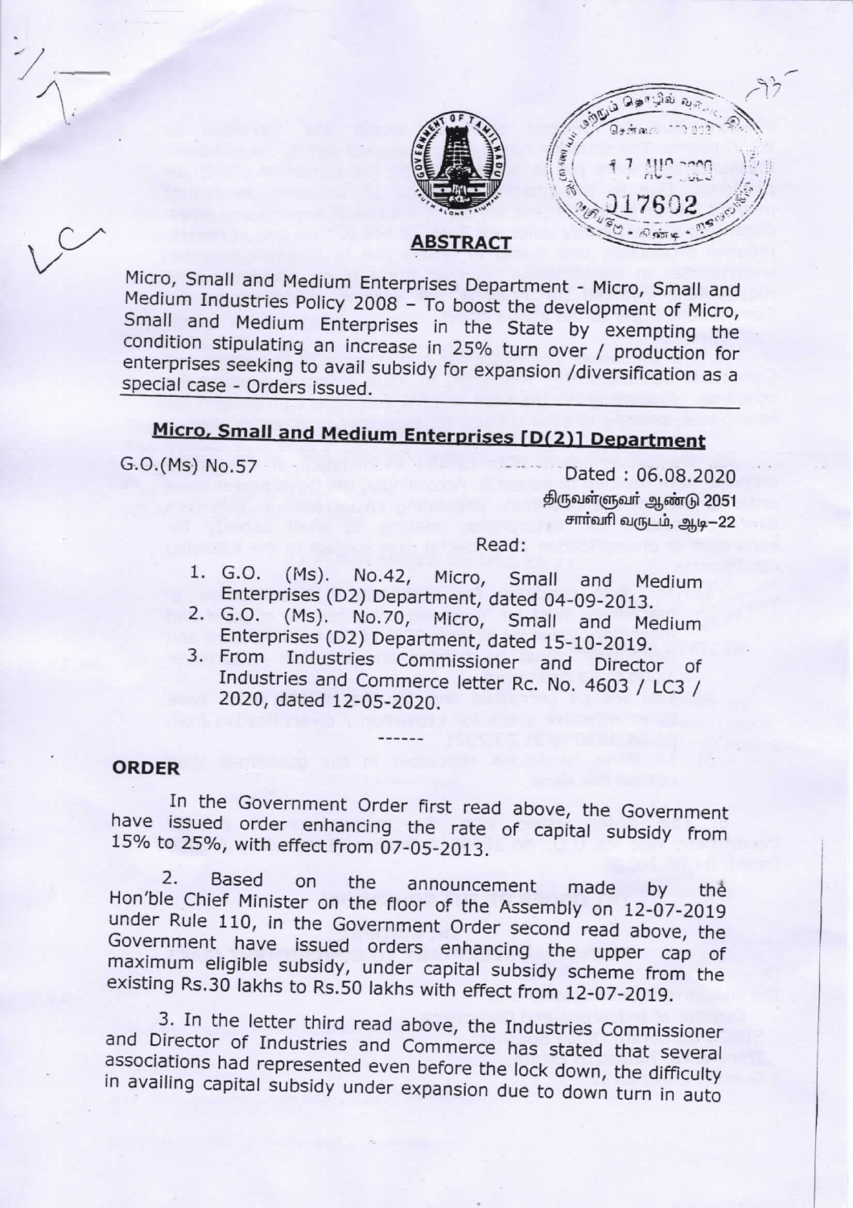## ABSTRACT

Micro, Small and Medium Enterprises Department - Micro, Small and Medium Industries Policy 2008 – To boost the development of Micro, Small and Medium Enterprises in the State by exempting the condition stipulating an increase in 25% turn over / production for enterprises seeking to avail subsidy for expansion /diversification as a special case - Orders issued.

## Micro, Small and Medium Enterprises [D(2)] Department

G.O.(Ms) No.57 Dated : 06.08.2020

திருவள்ளுவர் ஆண்டு 2051
சார்வரி வருடம், ஆடி–22

Read:

1. G.O. (Ms). No.42, Micro, Small and Medium Enterprises (D2) Department, dated 04-09-2013.
2. G.O. (Ms). No.70, Micro, Small and Medium Enterprises (D2) Department, dated 15-10-2019.
3. From Industries Commissioner and Director of Industries and Commerce letter Rc. No. 4603 / LC3 / 2020, dated 12-05-2020.

------

### ORDER

In the Government Order first read above, the Government have issued order enhancing the rate of capital subsidy from 15% to 25%, with effect from 07-05-2013.

2. Based on the announcement made by the Hon'ble Chief Minister on the floor of the Assembly on 12-07-2019 under Rule 110, in the Government Order second read above, the Government have issued orders enhancing the upper cap of maximum eligible subsidy, under capital subsidy scheme from the existing Rs.30 lakhs to Rs.50 lakhs with effect from 12-07-2019.

3. In the letter third read above, the Industries Commissioner and Director of Industries and Commerce has stated that several associations had represented even before the lock down, the difficulty in availing capital subsidy under expansion due to down turn in auto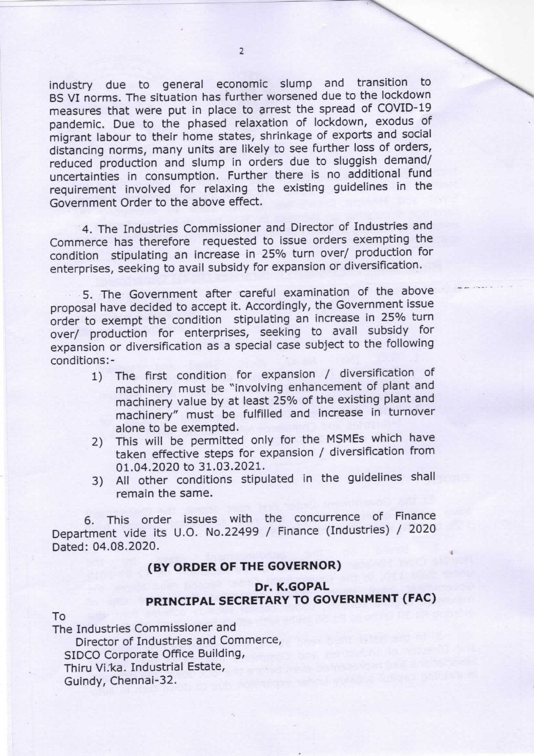industry due to general economic slump and transition to BS VI norms. The situation has further worsened due to the lockdown measures that were put in place to arrest the spread of COVID-19 pandemic. Due to the phased relaxation of lockdown, exodus of migrant labour to their home states, shrinkage of exports and social distancing norms, many units are likely to see further loss of orders, reduced production and slump in orders due to sluggish demand/ uncertainties in consumption. Further there is no additional fund requirement involved for relaxing the existing guidelines in the Government Order to the above effect.

4. The Industries Commissioner and Director of Industries and Commerce has therefore requested to issue orders exempting the condition stipulating an increase in 25% turn over/ production for enterprises, seeking to avail subsidy for expansion or diversification.

5. The Government after careful examination of the above proposal have decided to accept it. Accordingly, the Government issue order to exempt the condition stipulating an increase in 25% turn over/ production for enterprises, seeking to avail subsidy for expansion or diversification as a special case subject to the following conditions:-

1) The first condition for expansion / diversification of machinery must be "involving enhancement of plant and machinery value by at least 25% of the existing plant and machinery" must be fulfilled and increase in turnover alone to be exempted.
2) This will be permitted only for the MSMEs which have taken effective steps for expansion / diversification from 01.04.2020 to 31.03.2021.
3) All other conditions stipulated in the guidelines shall remain the same.

6. This order issues with the concurrence of Finance Department vide its U.O. No.22499 / Finance (Industries) / 2020 Dated: 04.08.2020.

**(BY ORDER OF THE GOVERNOR)**

**Dr. K.GOPAL**
**PRINCIPAL SECRETARY TO GOVERNMENT (FAC)**

To
The Industries Commissioner and
Director of Industries and Commerce,
SIDCO Corporate Office Building,
Thiru Vi.ka. Industrial Estate,
Guindy, Chennai-32.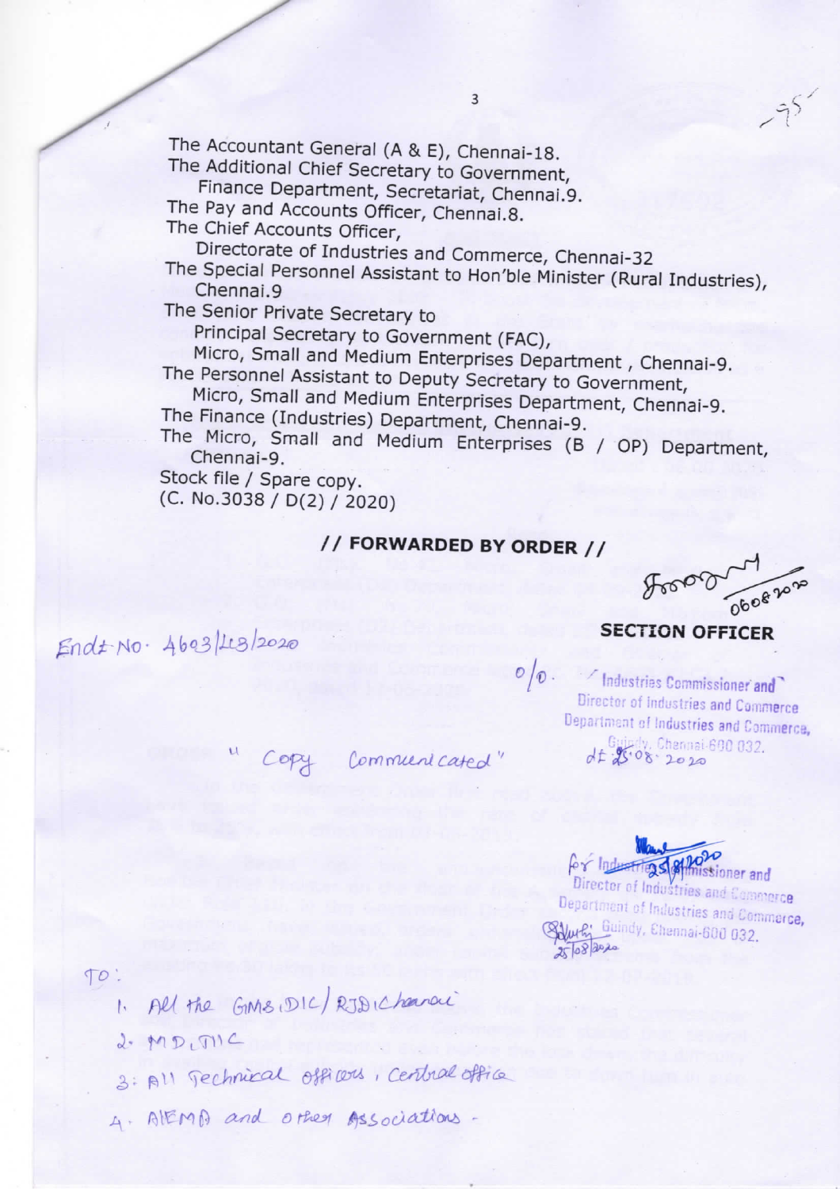The Accountant General (A & E), Chennai-18.
The Additional Chief Secretary to Government,
Finance Department, Secretariat, Chennai.9.
The Pay and Accounts Officer, Chennai.8.
The Chief Accounts Officer,
Directorate of Industries and Commerce, Chennai-32
The Special Personnel Assistant to Hon'ble Minister (Rural Industries), Chennai.9
The Senior Private Secretary to
Principal Secretary to Government (FAC),
Micro, Small and Medium Enterprises Department, Chennai-9.
The Personnel Assistant to Deputy Secretary to Government,
Micro, Small and Medium Enterprises Department, Chennai-9.
The Finance (Industries) Department, Chennai-9.
The Micro, Small and Medium Enterprises (B / OP) Department, Chennai-9.
Stock file / Spare copy.
(C. No.3038 / D(2) / 2020)

**// FORWARDED BY ORDER //**

06/08/2020

**SECTION OFFICER**

Endt No. 4603/L3/2020

O/o. Industries Commissioner and
Director of Industries and Commerce
Department of Industries and Commerce,
Guindy, Chennai-600 032.
dt 25.08.2020

" Copy Communicated"

for Industries Commissioner and
Director of Industries and Commerce
Department of Industries and Commerce,
Guindy, Chennai-600 032.
25/08/2020

To:

1. All the GMs DIC / RJDI Chennai
2. MD, TIIC
3. All Technical officers, Central office
4. AIEMA and other Associations.